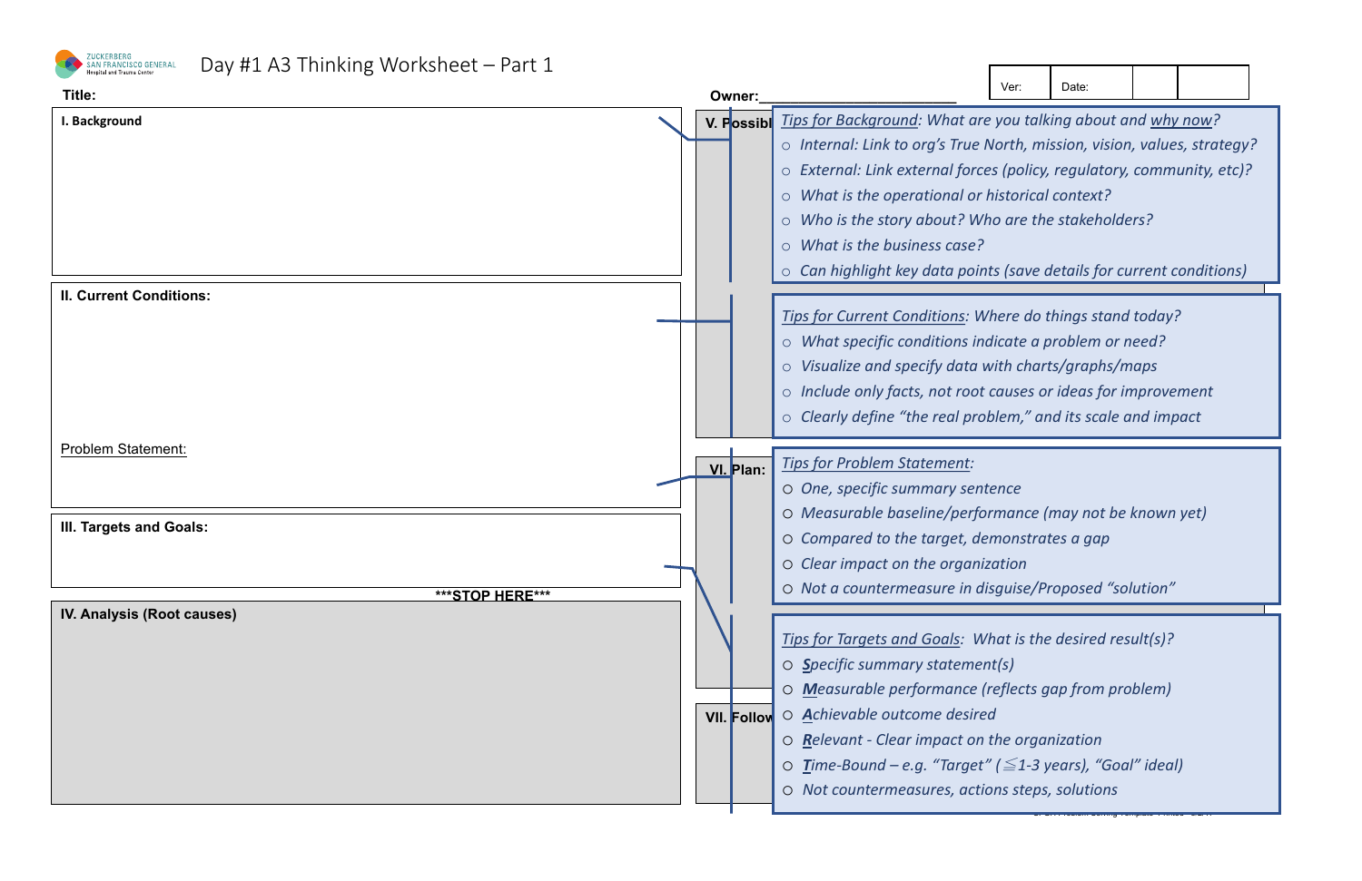Zuckerberg San Francisco General Hospital and Trauma Center

# Day #1 A3 Thinking Worksheet – Part 1

| Ver: | Date: | | |
|---|---|---|---|

**Title:**

**Owner:**\_\_\_\_\_\_\_\_\_\_\_\_\_\_\_\_\_\_\_\_\_\_\_\_

**I. Background**

**II. Current Conditions:**

Problem Statement:

**III. Targets and Goals:**

*****STOP HERE*****

**IV. Analysis (Root causes)**

**V. Possibl**

**VI. Plan:**

**VII. Follow**

*Tips for Background: What are you talking about and why now?*

- *Internal: Link to org's True North, mission, vision, values, strategy?*
- *External: Link external forces (policy, regulatory, community, etc)?*
- *What is the operational or historical context?*
- *Who is the story about? Who are the stakeholders?*
- *What is the business case?*
- *Can highlight key data points (save details for current conditions)*

*Tips for Current Conditions: Where do things stand today?*

- *What specific conditions indicate a problem or need?*
- *Visualize and specify data with charts/graphs/maps*
- *Include only facts, not root causes or ideas for improvement*
- *Clearly define "the real problem," and its scale and impact*

*Tips for Problem Statement:*

- *One, specific summary sentence*
- *Measurable baseline/performance (may not be known yet)*
- *Compared to the target, demonstrates a gap*
- *Clear impact on the organization*
- *Not a countermeasure in disguise/Proposed "solution"*

*Tips for Targets and Goals: What is the desired result(s)?*

- ***S**pecific summary statement(s)*
- ***M**easurable performance (reflects gap from problem)*
- ***A**chievable outcome desired*
- ***R**elevant - Clear impact on the organization*
- ***T**ime-Bound – e.g. "Target" (≦1-3 years), "Goal" ideal)*
- *Not countermeasures, actions steps, solutions*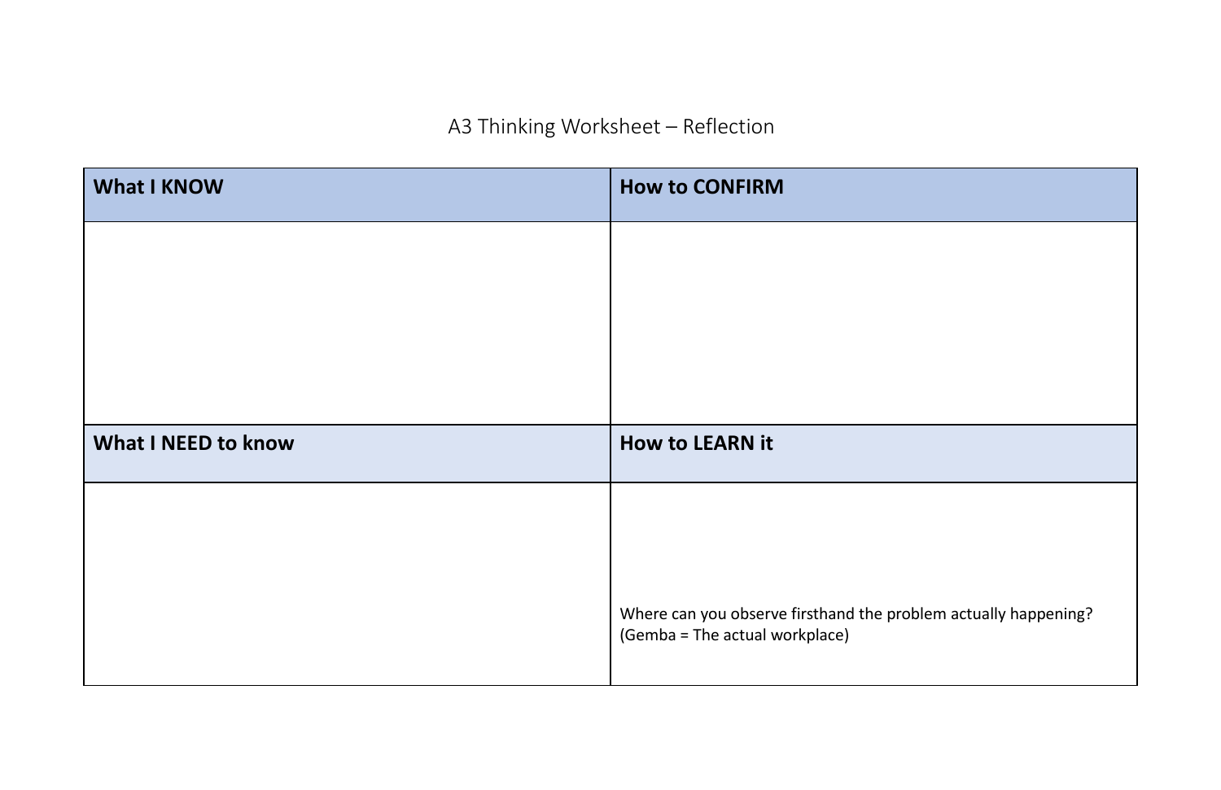A3 Thinking Worksheet – Reflection

| What I KNOW | How to CONFIRM |
| --- | --- |
| | |
| **What I NEED to know** | **How to LEARN it** |
| | Where can you observe firsthand the problem actually happening? (Gemba = The actual workplace) |